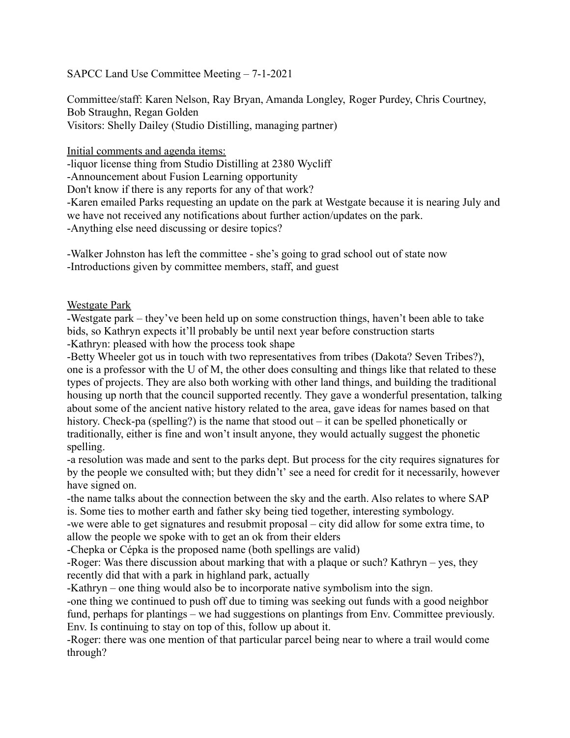SAPCC Land Use Committee Meeting – 7-1-2021

Committee/staff: Karen Nelson, Ray Bryan, Amanda Longley, Roger Purdey, Chris Courtney, Bob Straughn, Regan Golden
Visitors: Shelly Dailey (Studio Distilling, managing partner)

<u>Initial comments and agenda items:</u>
-liquor license thing from Studio Distilling at 2380 Wycliff
-Announcement about Fusion Learning opportunity
Don't know if there is any reports for any of that work?
-Karen emailed Parks requesting an update on the park at Westgate because it is nearing July and we have not received any notifications about further action/updates on the park.
-Anything else need discussing or desire topics?

-Walker Johnston has left the committee - she's going to grad school out of state now
-Introductions given by committee members, staff, and guest

<u>Westgate Park</u>
-Westgate park – they've been held up on some construction things, haven't been able to take bids, so Kathryn expects it'll probably be until next year before construction starts
-Kathryn: pleased with how the process took shape
-Betty Wheeler got us in touch with two representatives from tribes (Dakota? Seven Tribes?), one is a professor with the U of M, the other does consulting and things like that related to these types of projects. They are also both working with other land things, and building the traditional housing up north that the council supported recently. They gave a wonderful presentation, talking about some of the ancient native history related to the area, gave ideas for names based on that history. Check-pa (spelling?) is the name that stood out – it can be spelled phonetically or traditionally, either is fine and won't insult anyone, they would actually suggest the phonetic spelling.
-a resolution was made and sent to the parks dept. But process for the city requires signatures for by the people we consulted with; but they didn't' see a need for credit for it necessarily, however have signed on.
-the name talks about the connection between the sky and the earth. Also relates to where SAP is. Some ties to mother earth and father sky being tied together, interesting symbology.
-we were able to get signatures and resubmit proposal – city did allow for some extra time, to allow the people we spoke with to get an ok from their elders
-Chepka or Cépka is the proposed name (both spellings are valid)
-Roger: Was there discussion about marking that with a plaque or such? Kathryn – yes, they recently did that with a park in highland park, actually
-Kathryn – one thing would also be to incorporate native symbolism into the sign.
-one thing we continued to push off due to timing was seeking out funds with a good neighbor fund, perhaps for plantings – we had suggestions on plantings from Env. Committee previously. Env. Is continuing to stay on top of this, follow up about it.
-Roger: there was one mention of that particular parcel being near to where a trail would come through?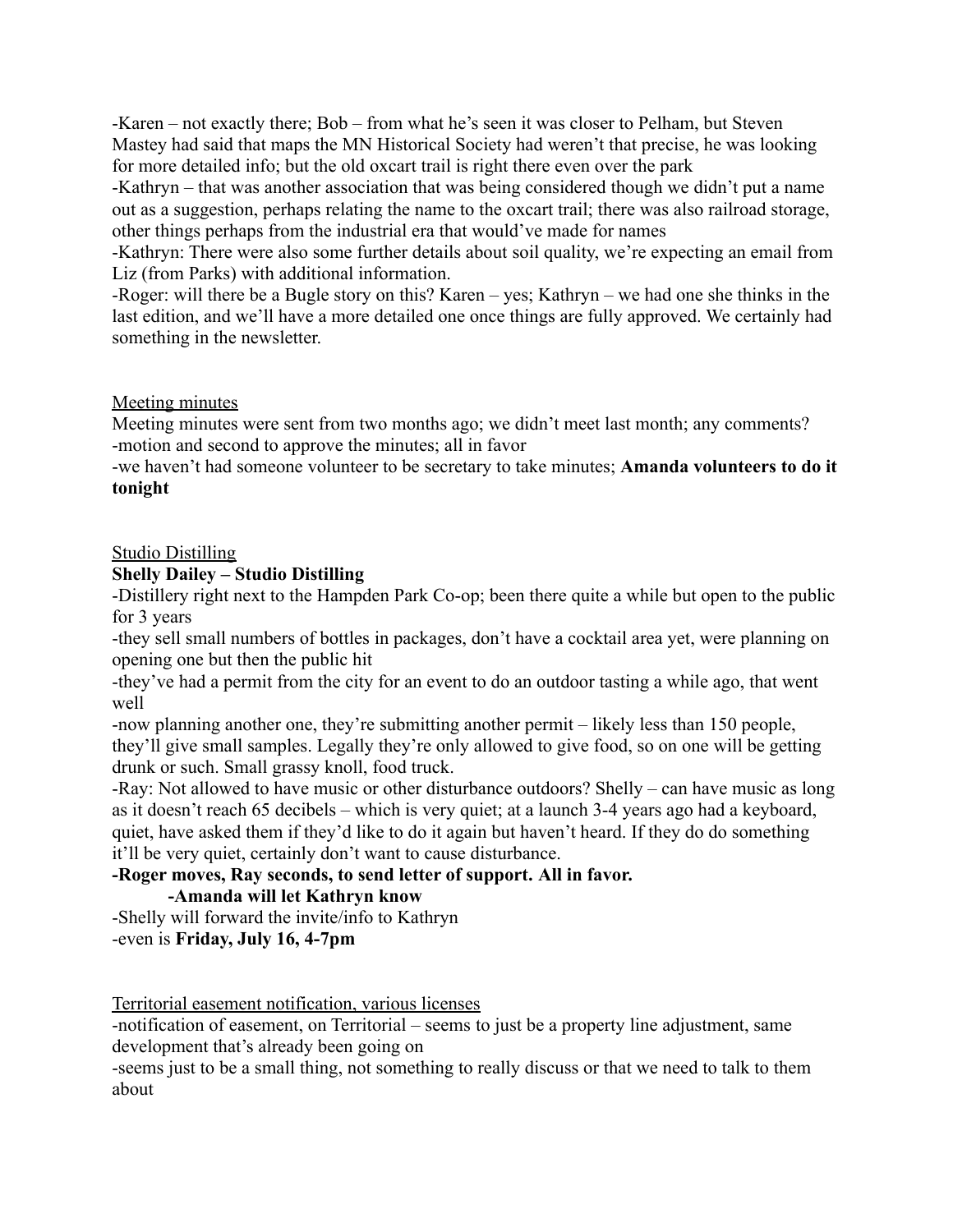-Karen – not exactly there; Bob – from what he's seen it was closer to Pelham, but Steven Mastey had said that maps the MN Historical Society had weren't that precise, he was looking for more detailed info; but the old oxcart trail is right there even over the park

-Kathryn – that was another association that was being considered though we didn't put a name out as a suggestion, perhaps relating the name to the oxcart trail; there was also railroad storage, other things perhaps from the industrial era that would've made for names

-Kathryn: There were also some further details about soil quality, we're expecting an email from Liz (from Parks) with additional information.

-Roger: will there be a Bugle story on this? Karen – yes; Kathryn – we had one she thinks in the last edition, and we'll have a more detailed one once things are fully approved. We certainly had something in the newsletter.

<u>Meeting minutes</u>

Meeting minutes were sent from two months ago; we didn't meet last month; any comments?

-motion and second to approve the minutes; all in favor

-we haven't had someone volunteer to be secretary to take minutes; **Amanda volunteers to do it tonight**

<u>Studio Distilling</u>

**Shelly Dailey – Studio Distilling**

-Distillery right next to the Hampden Park Co-op; been there quite a while but open to the public for 3 years

-they sell small numbers of bottles in packages, don't have a cocktail area yet, were planning on opening one but then the public hit

-they've had a permit from the city for an event to do an outdoor tasting a while ago, that went well

-now planning another one, they're submitting another permit – likely less than 150 people, they'll give small samples. Legally they're only allowed to give food, so on one will be getting drunk or such. Small grassy knoll, food truck.

-Ray: Not allowed to have music or other disturbance outdoors? Shelly – can have music as long as it doesn't reach 65 decibels – which is very quiet; at a launch 3-4 years ago had a keyboard, quiet, have asked them if they'd like to do it again but haven't heard. If they do do something it'll be very quiet, certainly don't want to cause disturbance.

**-Roger moves, Ray seconds, to send letter of support. All in favor.**

    **-Amanda will let Kathryn know**

-Shelly will forward the invite/info to Kathryn

-even is **Friday, July 16, 4-7pm**

<u>Territorial easement notification, various licenses</u>

-notification of easement, on Territorial – seems to just be a property line adjustment, same development that's already been going on

-seems just to be a small thing, not something to really discuss or that we need to talk to them about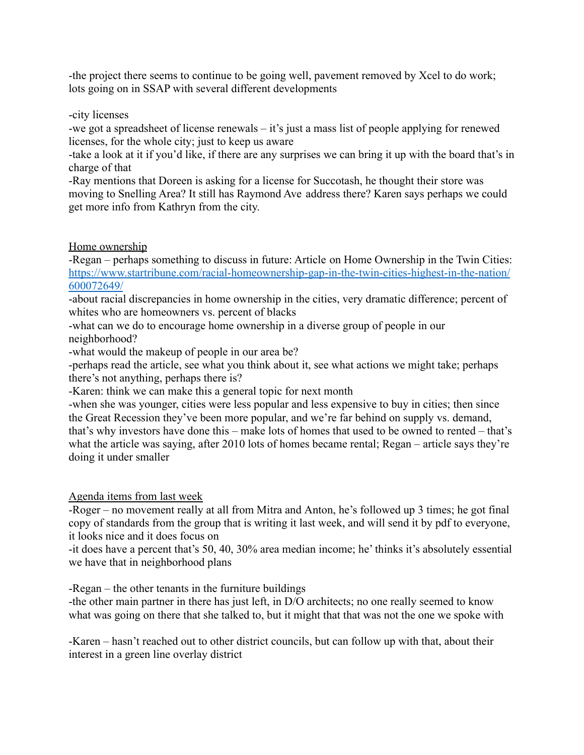-the project there seems to continue to be going well, pavement removed by Xcel to do work; lots going on in SSAP with several different developments

-city licenses

-we got a spreadsheet of license renewals – it's just a mass list of people applying for renewed licenses, for the whole city; just to keep us aware

-take a look at it if you'd like, if there are any surprises we can bring it up with the board that's in charge of that

-Ray mentions that Doreen is asking for a license for Succotash, he thought their store was moving to Snelling Area? It still has Raymond Ave address there? Karen says perhaps we could get more info from Kathryn from the city.

<u>Home ownership</u>

-Regan – perhaps something to discuss in future: Article on Home Ownership in the Twin Cities: [https://www.startribune.com/racial-homeownership-gap-in-the-twin-cities-highest-in-the-nation/600072649/](https://www.startribune.com/racial-homeownership-gap-in-the-twin-cities-highest-in-the-nation/600072649/)

-about racial discrepancies in home ownership in the cities, very dramatic difference; percent of whites who are homeowners vs. percent of blacks

-what can we do to encourage home ownership in a diverse group of people in our neighborhood?

-what would the makeup of people in our area be?

-perhaps read the article, see what you think about it, see what actions we might take; perhaps there's not anything, perhaps there is?

-Karen: think we can make this a general topic for next month

-when she was younger, cities were less popular and less expensive to buy in cities; then since the Great Recession they've been more popular, and we're far behind on supply vs. demand, that's why investors have done this – make lots of homes that used to be owned to rented – that's what the article was saying, after 2010 lots of homes became rental; Regan – article says they're doing it under smaller

<u>Agenda items from last week</u>

-Roger – no movement really at all from Mitra and Anton, he's followed up 3 times; he got final copy of standards from the group that is writing it last week, and will send it by pdf to everyone, it looks nice and it does focus on

-it does have a percent that's 50, 40, 30% area median income; he' thinks it's absolutely essential we have that in neighborhood plans

-Regan – the other tenants in the furniture buildings

-the other main partner in there has just left, in D/O architects; no one really seemed to know what was going on there that she talked to, but it might that that was not the one we spoke with

-Karen – hasn't reached out to other district councils, but can follow up with that, about their interest in a green line overlay district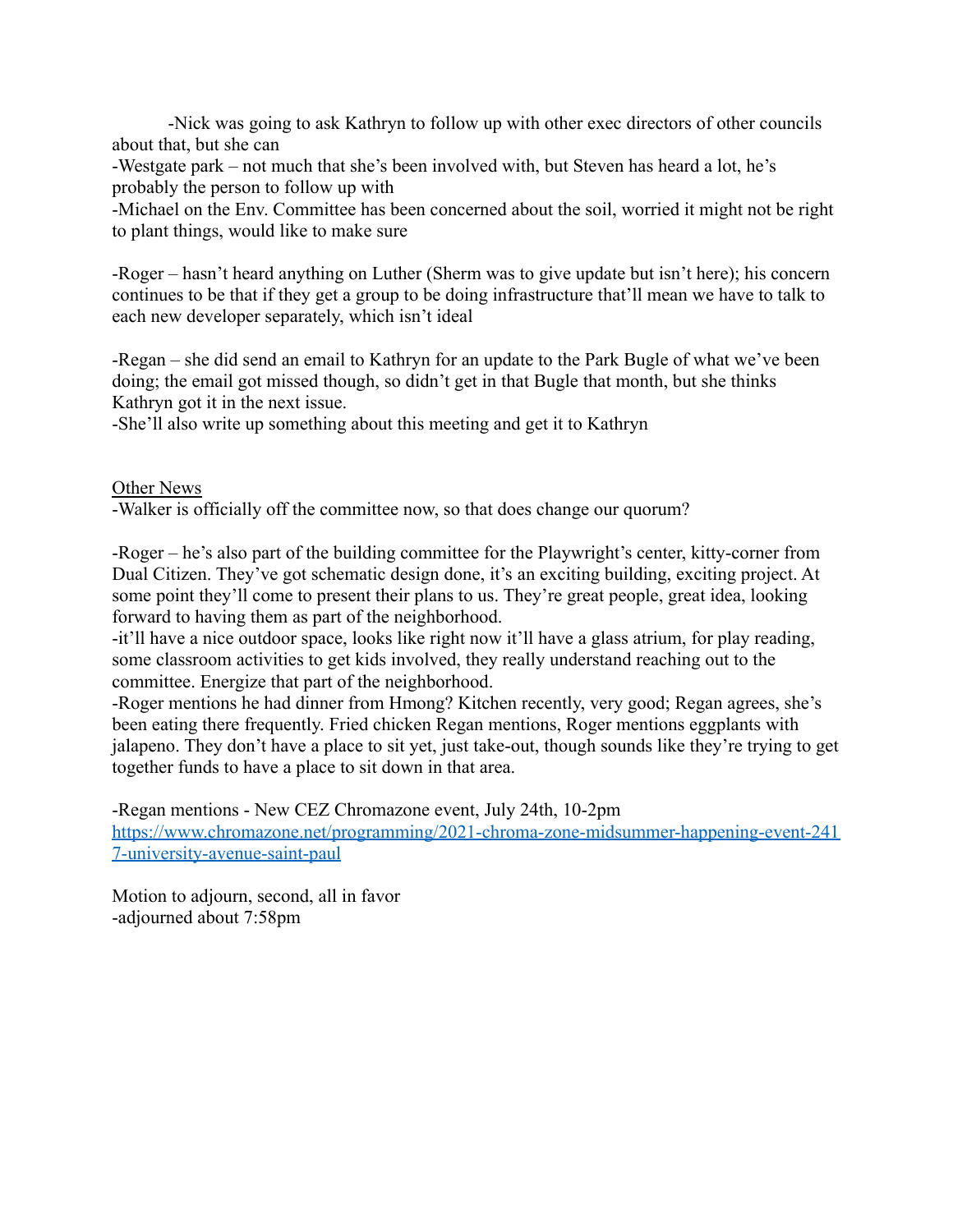-Nick was going to ask Kathryn to follow up with other exec directors of other councils about that, but she can

-Westgate park – not much that she's been involved with, but Steven has heard a lot, he's probably the person to follow up with

-Michael on the Env. Committee has been concerned about the soil, worried it might not be right to plant things, would like to make sure

-Roger – hasn't heard anything on Luther (Sherm was to give update but isn't here); his concern continues to be that if they get a group to be doing infrastructure that'll mean we have to talk to each new developer separately, which isn't ideal

-Regan – she did send an email to Kathryn for an update to the Park Bugle of what we've been doing; the email got missed though, so didn't get in that Bugle that month, but she thinks Kathryn got it in the next issue.

-She'll also write up something about this meeting and get it to Kathryn

<u>Other News</u>

-Walker is officially off the committee now, so that does change our quorum?

-Roger – he's also part of the building committee for the Playwright's center, kitty-corner from Dual Citizen. They've got schematic design done, it's an exciting building, exciting project. At some point they'll come to present their plans to us. They're great people, great idea, looking forward to having them as part of the neighborhood.

-it'll have a nice outdoor space, looks like right now it'll have a glass atrium, for play reading, some classroom activities to get kids involved, they really understand reaching out to the committee. Energize that part of the neighborhood.

-Roger mentions he had dinner from Hmong? Kitchen recently, very good; Regan agrees, she's been eating there frequently. Fried chicken Regan mentions, Roger mentions eggplants with jalapeno. They don't have a place to sit yet, just take-out, though sounds like they're trying to get together funds to have a place to sit down in that area.

-Regan mentions - New CEZ Chromazone event, July 24th, 10-2pm
[https://www.chromazone.net/programming/2021-chroma-zone-midsummer-happening-event-2417-university-avenue-saint-paul](https://www.chromazone.net/programming/2021-chroma-zone-midsummer-happening-event-2417-university-avenue-saint-paul)

Motion to adjourn, second, all in favor

-adjourned about 7:58pm